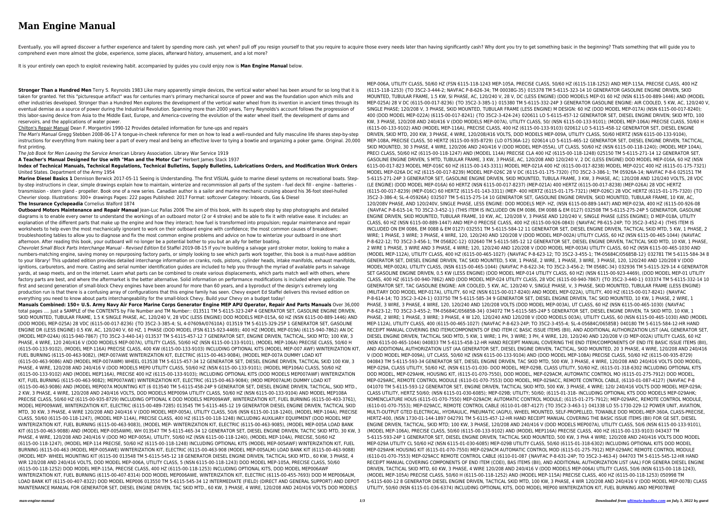# Man Engine Manual

Eventually, you will agreed discover a further experience and talent by spending more cash. yet when? pull off you resign yourself to that you require to acquire those every needs later than having significantly cash? Why dont you try to get something basic in the beginning? Thats something that will guide you to comprehend even more almost the globe, experience, some places, afterward history, amusement, and a lot more?

It is your entirely own epoch to exploit reviewing habit. accompanied by guides you could enjoy now is **Man Engine Manual** below.

**Stronger Than a Hundred Men** Terry S. Reynolds 1983 Like many apparently simple devices, the vertical water wheel has been around for so long that it is taken for granted. Yet this "picturesque artifact" was for centuries man's primary mechanical source of power and was the foundation upon which mills and other industries developed. Stronger than a Hundred Men explores the development of the vertical water wheel from its invention in ancient times through its eventual demise as a source of power during the Industrial Revolution. Spanning more than 2000 years, Terry Reynolds's account follows the progression of this labor-saving device from Asia to the Middle East, Europe, and America-covering the evolution of the water wheel itself, the development of dams and reservoirs, and the applications of water power.

Chilton's Repair Manual Dean F. Morgantini 1990-12 Provides detailed information for tune-ups and repairs

*The Man's Manual* Gregg Stebben 2008-06-17 A tongue-in-cheek reference for men on how to lead a well-rounded and fully masculine life shares step-by-step instructions for everything from making beer a part of every meal and being an effective lover to tying a bowtie and organizing a poker game. Original. 20,000 first printing.

*The Job Book for Men Leaving the Service* American Library Association. Library War Service 1919

**A Teacher's Manual Designed for Use with "Man and the Motor Car"** Herbert James Stack 1937

**Index of Technical Manuals, Technical Regulations, Technical Bulletins, Supply Bulletins, Lubrications Orders, and Modification Work Orders** United States. Department of the Army 1954

**Marine Diesel Basics 1** Dennison Berwick 2017-05-11 Seeing is Understanding. The first VISUAL guide to marine diesel systems on recreational boats. Step-by-step instructions in clear, simple drawings explain how to maintain, winterize and recommission all parts of the system - fuel deck fill - engine - batteries - transmission - stern gland - propeller. Book one of a new series. Canadian author is a sailor and marine mechanic cruising aboard his 36-foot steel-hulled Chevrier sloop. Illustrations: 300+ drawings Pages: 222 pages Published: 2017 Format: softcover Category: Inboards, Gas & Diesel

**The Insurance Cyclopeadia** Cornelius Walford 1874

**Outboard Motors Maintenance and Repair Manual** Jean-Luc Pallas 2006 The aim of this book, with its superb step by step photographs and detailed diagrams is to enable every owner to understand the workings of an outboard motor (2 or 4 stroke) and be able to fix it with relative ease. It includes: an explanation of the different parts that make up the engine and how they interact; how fuel is transformed into propulsion; regular maintenance and repair worksheets to help even the most mechanically ignorant to work on their outboard engine with confidence; the most common causes of breakdown; troubleshooting tables to allow you to diagnose and fix the most common engine problems and advice on how to winterize your outboard in one short afternoon. After reading this book, your outboard will no longer be a potential bother to you but an ally for better boating.

*Chevrolet Small Block Parts Interchange Manual - Revised Edition* Ed Staffel 2019-08-15 If you're building a salvage yard stroker motor, looking to make a numbers-matching engine, saving money on repurposing factory parts, or simply looking to see which parts work together, this book is a must-have addition to your library! This updated edition provides detailed interchange information on cranks, rods, pistons, cylinder heads, intake manifolds, exhaust manifolds, ignitions, carburetors, and more. Casting and serial number identification guides are included to help you through the myriad of available parts in salvage yards, at swap meets, and on the internet. Learn what parts can be combined to create various displacements, which parts match well with others, where factory parts are best, and where the aftermarket is the better alternative. Solid information on performance modifications is included where applicable. The first and second generation of small-block Chevy engines have been around for more than 60 years, and a byproduct of the design's extremely long production run is that there is a confusing array of configurations that this engine family has seen. Chevy expert Ed Staffel delivers this revised edition on everything you need to know about parts interchangeability for the small-block Chevy. Build your Chevy on a budget today!

**Manuals Combined: 150+ U.S. Army Navy Air Force Marine Corps Generator Engine MEP APU Operator, Repair And Parts Manuals** Over 36,000 total pages .... Just a SAMPLE of the CONTENTS by File Number and TM Number:: 013511 TM 5-6115-323-24P 4 GENERATOR SET, GASOLINE ENGINE DRIVEN, SKID MOUNTED, TUBULAR FRAME, 1.5 K SINGLE PHASE, AC, 120/240 V, 28 VDC (LESS ENGINE) DOD MODELS MEP-015A, 60 HZ (NSN 6115-00-889-1446) AND (DOD MODEL MEP-025A) 28 VDC (6115-00-017-8236) {TO 35C2-3-385-4; SL 4-07609A/07610A} 013519 TM 5-6115-329-25P 1 GENERATOR SET, GASOLINE ENGINE DR (LESS ENGINE) 0.5 KW, AC, 120/240 V, 60 HZ, 1 PHASE (DOD MODEL (FSN 6115-923-4469); 400 HZ (MODEL MEP-019A) (6115-940-7862) AN DC (MODEL MEP-024A) (6115-940-7867) {TO 35C2-3-440-14} 013537 TM 5-6115-457-12 7 GENERATOR SET, ENGINE DRIVEN, TACTICAL, SKID MTD; 100 KW, 3 PHASE, 4 WIRE, 120 240/416 V (DOD MODELS MEP-007A), UTILITY CLASS, 50/60 HZ (NSN 6115-00-133-9101), (MODEL MEP-106A) PRECISE CLASS, 50/60 H (6115-00-133-9102), (MODEL MEP-116A) PRECISE CLASS, 400 KW (6115-00-133-9103) INCLUDING OPTIONAL KITS (MODEL MEP-007 AWF) WINTERIZATION KIT, FUEL BURNING (6115-00-463-9082), (MEP-007AWE WINTERIZATION KIT, ELECTRIC (6115-00-463-9084), (MODEL MEP-007A DUMMY LOAD KIT (6115-00-463-9086) AND (MODEL MEP-007AWM) WHEEL 013538 TM 5-6115-457-34 12 GENERATOR SET, DIESEL ENGINE DRIVEN, TACTICAL SKID 100 KW, 3 PHASE, 4 WIRE, 120/208 AND 240/416 V (DOD MODELS MEP0 UTILITY CLASS, 50/60 HZ (NSN 6115-00-133-9101); (MODEL MEP106A) CLASS, 50/60 HZ (6115-00-133-9102) AND (MODEL MEP116A), PRECISE 400 HZ (6115-00-133-9103); INCLUDING OPTIONAL KITS (DOD MODELS MEP007AWF) WINTERIZATION KIT, FUEL BURNING (6115-00-463-9082); MEP007AWE) WINTERIZATION KIT, ELECTRIC (6115-00-463-9084); (MOD MEP007ALM) DUMMY LOAD KIT (6115-00-463-9086) AND (MODEL MEP007A MOUNTING KIT (6 013540 TM 5-6115-458-24P 9 GENERATOR SET, DIESEL ENGINE DRIVEN, TACTICAL, SKID MTD., 2 KW, 3 PHASE, 4 WIRE, 120/208 AND 240/416 VOLTS, DOD MODELS MEP009A UTILITY CLASS, 50/60 HZ (NSN 6115-00-133-9104) AND MODEL MEP108A PRECISE CLASS, 50/60 HZ (6115-00-935-8729) INCLUDING OPTIONAL K DOD MODELS MEP009AWF, WINTERIZATION KIT, FUEL BURNING (6115-00-403-3761), MODEL MEP009AWE, WINTERIZATION KIT, ELECTRIC (6115-00-489-7285) 013545 TM 5-6115-465-12 19 GENERATOR DIESEL ENGINE DRIVEN, TACTICAL SKID MTD, 30 KW, 3 PHASE, 4 WIRE 120/208 AND 240/416 V (DOD MODEL MEP-005A), UTILITY CLASS, 50/6 (NSN 6115-00-118-1240), (MODEL MEP-104A), PRECISE CLASS, 50/60 (6115-00-118-1247), (MODEL MEP-114A), PRECISE CLASS, 400 HZ (6115-00-118-1248) INCLUDING AUXILIARY EQUIPMENT (DOD MODEL MEP WINTERIZATION KIT, FUEL BURNING (6115-00-463-9083), (MODEL MEP- WINTERIZATION KIT, ELECTRIC (6115-00-463-9085), (MODEL MEP-005A LOAD BANK KIT (6115-00-463-9088) AND (MODEL MEP-005AWM), WH 013547 TM 5-6115-465-34 12 GENERATOR SET, DIESEL ENGINE DRIVEN, TACTIC SKID MTD, 30 KW, 3 PHASE, 4 WIRE, 120/208 AND 240/416 V (DOD MO MEP-005A), UTILITY, 50/60 HZ (NSN 6115-00-118-1240), (MODEL MEP-104A), PRECISE, 50/60 HZ (6115-00-118-1247), (MODEL MEP-114 PRECISE, 400 HZ (6115-00-118-1248) INCLUDING OPTIONAL KITS (MODEL MEP-005AWF) WINTERIZATION KIT, FUEL BURNING (6115-00-463 (MODEL MEP-005AWE) WINTERIZATION KIT, ELECTRIC (6115-00-463-908 (MODEL MEP-005ALM) LOAD BANK KIT (6115-00-463-9088) (MODEL MEP- WHEEL MOUNTING KIT (6115-00 013548 TM 5-6115-545-12 18 GENERATOR DIESEL ENGINE DRIVEN, TACTICAL SKID MTD., 60 KW, 3 PHASE, 4 WIR 120/208 AND 240/416 VOLTS, DOD MODEL MEP-006A, UTILITY CLASS, 5 (NSN 6115-00-118-1243) DOD MODEL MEP-105A, PRECISE CLASS, 50/60 (6115-00-118-1252) DOD MODEL MEP-115A, PRECISE CLASS, 400 HZ (6115-00-118-1253) INCLUDING OPTIONAL KITS, DOD MODEL MEP006AWF WINTERIZATION KIT, FUEL BURNING (6115-00-407-8314) DOD MODEL MEP006AWE, WINTERIZATION KIT, ELECTRIC (6115-00-455-7693) DOD M MEP006ALM, LOAD BANK KIT (6115-00-407-8322) DOD MODEL MEP006 013550 TM 5-6115-545-34 12 INTERMEDIATE (FIELD) (DIRECT AND GENERAL SUPPORT) AND DEPOT MAINTENANCE MANUAL FOR GENERATOR SET, DIESEL ENGINE DRIVEN, TAC SKID MTD., 60 KW, 3 PHASE, 4 WIRE, 120/208 AND 240/416 VOLTS DOD MODELS MEP-006A, UTILITY CLASS, 50/60 HZ (FSN 6115-118-1243 MEP-105A, PRECISE CLASS, 50/60 HZ (6115-118-1252) AND MEP-115A, PRECISE CLASS, 400 HZ (6115-118-1253) {TO 35C2-3-444-2; NAVFAC P-8-626-34; TM 00038G-35} 015378 TM 5-6115-323-14 10 GENERATOR GASOLINE ENGINE DRIVEN, SKID MOUNTED, TUBULAR FRAME, 1.5 KW, SI PHASE, AC, 120/240 V, 28 V, DC (LESS ENGINE) (DOD MODELS MEP-01 60 HZ (NSN 6115-00-889-1446) AND (MODEL MEP-025A) 28 V DC (6115-00-017-8236) {TO 35C2-3-385-1} 015380 TM 5-6115-332-24P 3 GENERATOR GASOLINE ENGINE: AIR COOLED, 5 KW, AC, 120/240 V, SINGLE PHASE; 120/208 V, 3 PHASE, SKID MOUNTED, TUBULAR FRAME (LESS ENGINE) M DESIGN: 60 HZ (DOD MODEL MEP-017A) (NSN 6115-00-017-8240); 400 (DOD MODEL MEP-022A) (6115-00-017-8241) {TO 35C2-3-424-24} 020611 LO 5-6115-457-12 GENERATOR SET, DIESEL ENGINE DRIVEN; SKID MTD, 100 KW, 3 PHASE, 120/208 AND 240/416 V (DOD MODELS MEP-007A), UTILITY CLASS, 50/ (NSN 6115-00-133-9101); (MODEL MEP-106A) PRECISE CLASS, 50/60 H (6115-00-133-9102) AND (MODEL MEP-116A), PRECISE CLASS, 400 HZ (6115-00-133-9103) 020612 LO 5-6115-458-12 GENERATOR SET, DIESEL ENGINE DRIVEN, SKID MTD, 200 KW, 3 PHASE, 4 WIRE, 120/208/416 VOLTS, DOD MODELS MEP-009A, UTILITY CLASS, 50/60 HERTZ (NSN 6115-00-133-9104), MEP-108A, PRECISE CLASS, 50 HERTZ (6115-00-935-8729) {LO 07536A-12} 020614 LO 5-6115-465-12 GENERATOR SET, DIESEL ENGINE DRIVEN, TACTICAL, SKID MOUNTED, 30 3 PHASE, 4 WIRE, 120/206 AND 240/416 V (DOD MODEL MEP-055A), UT CLASS, 50/60 HZ (NSN 6115-00-118-1240); (MODEL MEP 104A), PRECI CLASS, 50/60 HZ (6115-00-118-1247) AND (MODEL 114A) PRECISE CLA 400 HZ (6115-00-118-1248) 025150 TM 5-6115-271-14 12 GENERATOR SET, GASOLINE ENGINE DRIVEN, S MTD, TUBULAR FRAME, 3 KW, 3 PHASE, AC, 120/208 AND 120/240 V, 2 DC (LESS ENGINE) DOD MODEL MEP-016A, 60 HZ (NSN 6115-00-017-823 MODEL MEP-016C 60 HZ (6115-00-143-3311) MODEL MEP-021A 400 HZ (6115-00-017-8238) MODEL MEP-021C 400 HZ (6115-01-175-7321) MODEL MEP-026A DC HZ (6115-00-017-8239) MODEL MEP-026C 28 V DC (6115-01-175-7320) {TO 35C2-3-386-1; TM 05926A-14; NAVFAC P-8-6 025151 TM 5-6115-271-24P 3 GENERATOR SET, GASOLINE ENGINE DRIVEN, SKID MOUNTED, TUBULA FRAME, 3 KW, 3 PHASE, AC; 120/208 AND 120/240 VOLTS, 28 VDC (LE ENGINE) (DOD MODEL MEP-016A) 60 HERTZ (NSN 6115-00-017-8237) (MEP-021A) 400 HERTZ (6115-00-017-8238) (MEP-026A) 28 VDC HERTZ (6115-00-017-8239) (MEP-016C) 60 HERTZ (6115-01-143-3311) (MEP- 400 HERTZ (6115-01-175-7321) (MEP-026C) 28 VDC HERTZ (6115-01-175-7320) {TO 35C2-3-386-4; SL-4-05926A} 032507 TM 5-6115-275-14 10 GENERATOR SET, GASOLINE ENGINE DRIVEN, SKID MOUNTED, TUBULAR FRAME, 10 KW, AC, 120/208V PHASE, AND 120/240V, SINGLE PHASE, LESS ENGINE: DOD MODELS MEP- HZ, (NSN 6115-00-889-1447) AND MEP-023A, 400 HZ (6115-00-926-08 {NAVFAC P-8-615-14; TO 35C2-3-452-1} (THIS ITEM IS INCLUDED ON EM 0086, EM 0088 & EM 0127) 032508 TM 5-6115-275-24P 5 GENERATOR, GASOLINE ENGINE DRIVEN, SKID MOUNTED, TUBULAR FRAME, 10 KW, AC, 120/208 V, 3 PHASE AND 120/240 V, SINGLE PHASE (LESS ENGINE); D MEP-018A, UTILITY CLASS, 60 HZ (NSN 6115-00-889-1447) AND MEP-0 PRECISE CLASS, 400 HZ (6115-00-926-0843) {NAVFAC P8-615-24P; TO 35C2-3-452-4} (THIS ITEM IS INCLUDED ON EM 0086, EM 0088 & EM 0127) 032551 TM 5-6115-584-12 11 GENERATOR SET, DIESEL ENGINE DRIVEN, TACTICAL SKID MTD, 5 KW, 1 PHASE, 2 WIRE; 1 PHASE, 3 WIRE; 3 PHASE, 4 WIRE, 120, 120/240 AND 120/208 V (DOD MODEL MEP-002A) UTILITY CLASS, 60 HZ (NSN 6115-00-465-1044) {NAVFAC P-8-622-12; TO 35C2-3-456-1; TM 05682C-12} 032640 TM 5-6115-585-12 12 GENERATOR SET, DIESEL ENGINE DRIVEN, TACTICAL SKID MTD, 10 KW, 1 PHASE, 2 WIRE 1 PHASE, 3 WIRE AND 3 PHASE, 4 WIRE; 120, 120/240 AND 120/208 V (DOD MODEL MEP-003A) UTILITY CLASS, 60 HZ (NSN 6115-00-465-1030) AND (MODEL MEP-112A), UTILITY CLASS, 400 HZ (6115-00-465-1027) {NAVFAC P-8-623-12; TO 35C2-3-455-1; TM-05684C/05685B-12} 032781 TM 5-6115-584-34 8 GENERATOR SET, DIESEL ENGINE DRIVEN, TAC SKID MOUNTED, 5 KW, 1 PHASE, 2 WIRE, 1 PHASE, 3 WIRE, 3 PHASE, 120, 120/240 AND 120/208 V (DOD MODEL MEP-002A), UTILITY CLASS, (NSN 6115-00-465-1044) {NAVFAC P-8-622-34; TO 35C2-3-456-2; TM 0568C-34} 032936 TM 5-6115-329-14 4 GENERATOR SET GASOLINE ENGINE DRIVEN, 0.5 KW (LESS ENGINE) (DOD MODEL MEP-014 UTILITY CLASS, 60 HZ) (NSN 6115-00-923-4469), (DOD MODEL MEP-01 UTILITY CLASS, 400 HZ (6115-00-940-7862) AND (DOD MODEL MEP-024 UTILITY CLASS, 28 VDC (6115-00-940-7867) {TO 35C2-3-440-1} 033374 TM 5-6115-332-14 10 GENERATOR SET, TAC GASOLINE ENGINE: AIR COOLED, 5 KW, AC, 120/240 V, SINGLE PHASE, V, 3 PHASE, SKID MOUNTED, TUBULAR FRAME (LESS ENGINE) (MILITARY DOD MODEL MEP-017A), UTILITY, 60 HZ (NSN 6115-00-017-8240) AND MODEL MEP-022A), UTILITY, 400 HZ (6115-00-017-8241) {NAVFAC P-8-614-14; TO 35C2-3-424-1} 033750 TM 5-6115-585-34 9 GENERATOR SET, DIESEL ENGINE DRIVEN, TAC SKID MOUNTED, 10 KW, 1 PHASE, 2 WIRE, 1 PHASE, 3 WIRE, 3 PHASE, 4 WIRE, 120, 120/240 AND 120/208 VOLTS (DOD MODEL MEP-003A), UT CLASS, 60 HZ (NSN 6115-00-465-1030) {NAVFAC P-8-623-12; TO 35C2-3-455-2; TM-05684C/05685B-34} 034072 TM 5-6115-585-24P 5 GENERATOR SET, DIESEL ENGINE DRIVEN, TA SKID MTD, 10 KW, 1 PHASE, 2 WIRE; 1 PHASE, 3 WIRE; 3 PHASE, 4 W 120, 120/240 AND 120/208 V (DOD MODELS 003A), UTILITY CLASS, 60 (NSN 6115-00-465-1030) AND (MODEL MEP-112A), UTILITY CLASS, 400 (6115-00-465-1027) {NAVFAC P-8-623-24P; TO 35C2-3-455-4; SL-4-05684C/06585B} 040180 TM 5-6115-584-12-HR HAND RECEIPT MANUAL COVERING END ITEM/COMPONENTS OF END ITEM (C BASIC ISSUE ITEMS (BII), AND ADDITIONAL AUTHORIZATION LIST (AAL GENERATOR SET, DIESEL ENGINE DRIVEN TACTICAL SKID MTD, 5 KW, 1 WIRE; 1 PH, 3 WIRE; 3 PH, 4 WIRE, 120, 120/240 AND 120/208 V (D MODEL MEP-002A) UTILITY CLASS, 60 HZ (NSN 6115-00-465-1044) 040833 TM 5-6115-458-12-HR HAND RECEIPT MANUAL COVERING THE END ITEM/COMPONENTS OF END ITE BASIC ISSUE ITEMS (BII), AND ADDITIONAL AUTHORIZATION LIST (AA GENERATOR SET, DIESEL ENGINE DRIVEN, TACTICAL, SKID MOUNTED, 20 3 PHASE, 4 WIRE, 120/208 AND 240/416 V (DOD MODEL MEP-009A), UT CLASS, 50/60 HZ (NSN 6115-00-133-9104) AND (DOD MODEL MEP-108A) PRECISE CLASS, 50/60 HZ (6115-00-935-8729) 040843 TM 5-6115-593-34 GENERATOR SET, DIESEL ENGINE DRIVEN, TAC SKID MTD, 500 KW, 3 PHASE, 4 WIRE, 120/208 AND 240/416 VOLTS DOD MODEL, MEP-029A, CLASS UTILITY, 50/60 HZ, (NSN 6115-01-030- DOD MODEL, MEP-029B, CLASS UTILITY, 50/60 HZ, (6115-01-318-6302 INCLUDING OPTIONAL KITS DOD MODEL, MEP-029AHK, HOUSING KIT, (6115-01-070-7550), DOD MODEL, MEP-029ACM, AUTOMATIC CONTROL MO (6115-01-275-7912) DOD MODEL, MEP-029ARC, REMOTE CONTROL MODULE (6110-01-070-7553) DOD MODEL, MEP-029ACC, REMOTE CONTROL CABLE, (6110-01-087-4127) {NAVFAC P-8 041070 TM 5-6115-593-12 GENERATOR SET, ENGINE DRIVEN, TACTICAL SKID MTD, 500 KW, 3 PHASE, 4 WIRE; 120/ 240/416 VOLTS DOD MODEL MEP-029A; CLASS UTILITY, HERTZ 50/60; (NSN 6115-01-030-6085); MEP-029B; UTILITY; 50/60; (6115-01-318- INCLUDING OPTIONAL KTS DOD MODELS MEP-029AHK; NOMENCLATURE HOUS (6115-01-070-7550) MEP-029ACM; AUTOMATIC CONTROL MODULE; (6115-01-275-7912); MEP-029ARC, REMOTE CONTROL MODULE, (6110-01-070-7553); MEP-029ACC, REMOTE CONTROL CABLE (6110-01-087-4127) {TO 35C2-3-463-1} 041338 LO 55-1730-229-12 POWER UNIT, AVIATION, MULTI-OUTPUT GTED ELECTRICAL, HYDRAULIC, PNEUMATIC (AGPU), WHEEL MOUNTED, SELF-PROPELLED, TOWABLE DOD MODEL-MEP-360A, CLASS-PRECISE, HERTZ-400, (NSN 1730-01-144-1897 042791 TM 5-6115-457-12-HR HAND RECEIPT MANUAL COVERING THE BASIC ISSUE ITEMS (BII FOR GE SET, DIESEL ENGINE DRIVEN, TACTICAL, SKID MTD; 100 KW, 3 PHASE, 120/208 AND 240/416 V (DOD MODELS MEP007A), UTILITY CLASS, 50/6 (NSN 6115-00-133-9101), (MODEL MEP-106A), PRECISE CLASS, 50/60 (6115-00-133-9102) AND (MODEL MEP116A) PRECISE CLASS, 400 HZ (6115-00-133-9103) 043437 TM 5-6115-593-24P 1 GENERATOR SET, DIESEL ENGINE DRIVEN, TACTICAL SKID MOUNTED, 500 KW, 3 PHA 4 WIRE; 120/208 AND 240/416 VOLTS DOD MODEL MEP-029A UTILITY CL 50/60 HZ (NSN 6115-01-030-6085) MEP-029B UTILITY CLASS, 50/60 (6115-01-318-6302) INCLUDING OPTIONAL KITS DOD MODEL MEP-029AHK HOUSING KIT (6115-01-070-7550) MEP-029ACM AUTOMATIC CONTROL MOD (6115-01-275-7912) MEP-029ARC REMOTE CONTROL MODULE (6110-01-070-7553) MEP-029ACC REMOTE CONTROL CABLE (6110-01-087 {NAVFAC P-8-631-24P; TO 35C2-3-463-4} 044703 TM 5-6115-545-12-HR HAND RECEIPT MANUAL COVERING COMPONENTS OF END ITEM (COEI), BAS ITEMS (BII), AND ADDITIONAL AUTHORIZATION LIST (AAL) FOR GENERA DIESEL ENGINE DRIVEN, TACTICAL SKID MTD, 60 KW, 3 PHASE, 4 WIRE 120/208 AND 240/416 V (DOD MODELS MEP-006A) UTILITY CLASS, 50/6 (NSN 6115-00-118-1243), (MODEL MEP-105A) PRECISE CLASS, 50/60 H (6115-00-118-1252) AND (MODEL MEP-115A) PRECISE CLASS, 400 HZ (6115-00-118-1253) 050998 TM 5-6115-600-12 8 GENERATOR DIESEL ENGINE DRIVEN, TACTICAL SKID MTD, 100 KW, 3 PHASE, 4 WIR 120/208 AND 240/416 V (DOD MODEL MEP-007B) CLASS UTILITY, 50/60 (NSN 6115-01-036-6374) INCLUDING OPTIONAL KITS, DOD MODEL MEP00 WINTERIZATION KIT, FUEL BURNING AND MEP007BWE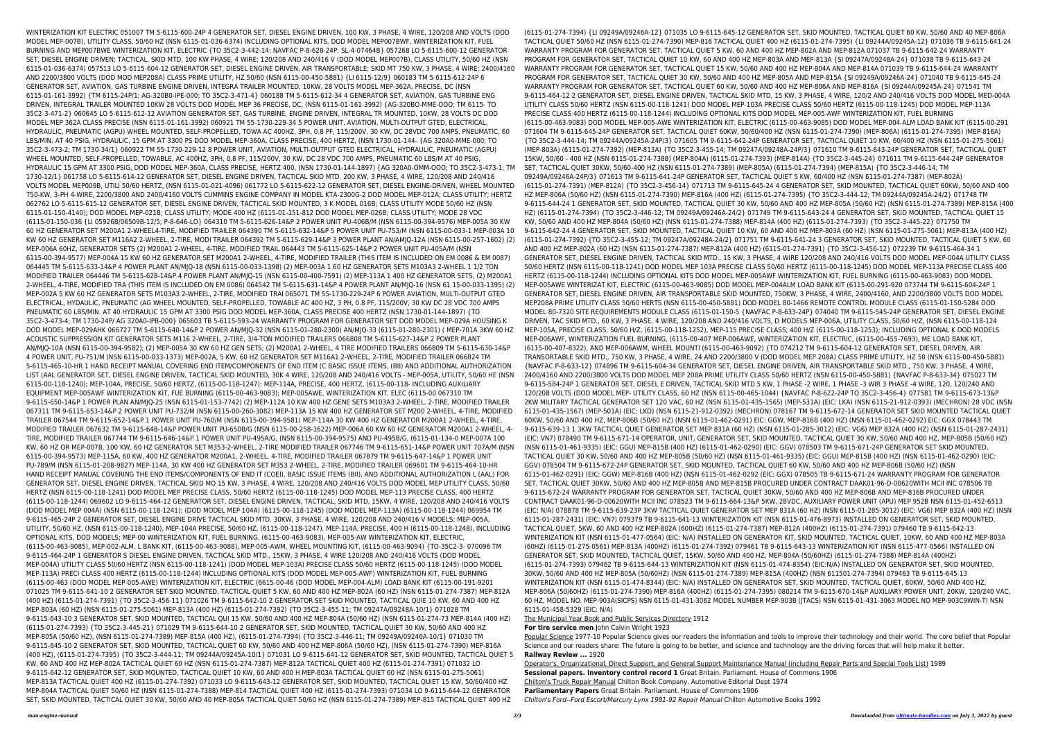WINTERIZATION KIT ELECTRIC 051007 TM 5-6115-600-24P 4 GENERATOR SET, DIESEL ENGINE DRIVEN, 100 KW, 3 PHASE, 4 WIRE, 120/208 AND VOLTS (DOD MODEL MEP-007B), UTILITY CLASS, 50/60 HZ (NSN 6115-01-036-6374) INCLUDING OPTIONAL KITS, DOD MODEL MEP007BWF, WINTERIZATION KIT, FUEL BURNING AND MEP007BWE WINTERIZATION KIT, ELECTRIC {TO 35C2-3-442-14; NAVFAC P-8-628-24P; SL-4-07464B} 057268 LO 5-6115-600-12 GENERATOR SET, DIESEL ENGINE DRIVEN; TACTICAL, SKID MTD, 100 KW PHASE, 4 WIRE; 120/208 AND 240/416 V (DOD MODEL MEP007B), CLASS UTILITY, 50/60 HZ (NSN 6115-01-036-6374) 057513 LO 5-6115-604-12 GENERATOR SET, DIESEL ENGINE DRIVEN, AIR TRANSPORTABLE; SKID MT 750 KW, 3 PHASE, 4 WIRE; 2400/4160 AND 2200/3800 VOLTS (DOD MOD MEP208A) CLASS PRIME UTILITY, HZ 50/60 (NSN 6115-00-450-5881) {LI 6115-12/9} 060183 TM 5-6115-612-24P 6 GENERATOR SET, AVIATION, GAS TURBINE ENGINE DRIVEN, INTEGRA TRAILER MOUNTED, 10KW, 28 VOLTS MODEL MEP-362A, PRECISE, DC (NSN 6115-01-161-3992) {TM 6115-24P/1; AG-320B0-IPE-000; TO 35C2-3-471-4} 060188 TM 5-6115-612-34 4 GENERATOR SET, AVIATION, GAS TURBINE ENG DRIVEN, INTEGRAL TRAILER MOUNTED 10KW 28 VOLTS DOD MODEL MEP 36 PRECISE, DC, (NSN 6115-01-161-3992) {AG-320BO-MME-OOO; TM 6115- TO 35C2-3-471-2} 060645 LO 5-6115-612-12 AVIATION GENERATOR SET, GAS TURBINE ENGINE DRIVEN, INTEGRAL TR MOUNTED, 10KW, 28 VOLTS DC DOD MODEL MEP 362A CLASS PRECISE (NSN 6115-01-161-3992) 060291 TM 55-1730-229-34 5 POWER UNIT, AVIATION, MULTI-OUTPUT GTED, ELECTRICAL, HYDRAULIC, PNEUMATIC (AGPU) WHEEL MOUNTED, SELF-PROPELLED, TOWA AC 400HZ, 3PH, 0.8 PF, 115/200V, 30 KW, DC 28VDC 700 AMPS, PNEUMATIC, 60 LBS/MIN. AT 40 PSIG, HYDRAULIC, 15 GPM AT 3300 PS DOD MODEL MEP-360A, CLASS PRECISE, 400 HERTZ, (NSN 1730-01-144- {AG 320A0-MME-000; TO 35C2-3-473-2; TM 1730-34/1} 060922 TM 55-1730-229-12 8 POWER UNIT, AVIATION, MULTI-OUTPUT GTED ELECTRICAL, HYDRAULIC, PNEUMATIC (AGPU) WHEEL MOUNTED, SELF-PROPELLED, TOWABLE, AC 400HZ, 3PH, 0.8 PF, 115/200V, 30 KW, DC 28 VDC 700 AMPS, PNEUMATIC 60 LBS/M AT 40 PSIG, HYDRAULIC 15 GPM AT 3300 PSIG, DOD MODEL MEP-360A, CLASS PRECISE, HERTZ 400, (NSN 1730-01-144-1897) {AG 320A0-OMM-OOO; TO 35C2-3-473-1; TM 1730-12/1} 061758 LO 5-6115-614-12 GENERATOR SET, DIESEL ENGINE DRIVEN, TACTICAL SKID MTD. 200 KW, 3 PHASE, 4 WIRE, 120/208 AND 240/416 VOLTS MODEL MEP009B, UTILI 50/60 HERTZ, (NSN 6115-01-021-4096) 061772 LO 5-6115-622-12 GENERATOR SET, DIESEL ENGINE-DRIVEN, WHEEL MOUNTED 750-KW, 3-PH 4-WIRE, 2200/3800 AND 2400/4160 VOLTS CUMMINS ENGINE COMPANY IN MODEL KTA-2300G-2 DOD MODEL MEP-012A; CLASS UTILITY; HERTZ 062762 LO 5-6115-615-12 GENERATOR SET, DIESEL ENGINE DRIVEN, TACTICAL SKID MOUNTED, 3 K MODEL 016B; CLASS UTILITY MODE 50/60 HZ (NSN 6115-01-150-4140); DOD MODEL MEP-021B; CLASS UTILITY; MODE 400 HZ (6115-01-151-812 DOD MODEL MEP-026B; CLASS UTILITY; MODE 28 VDC (6115-01-150-036 {LI 05926B/06509B-12/5; P-8-646-LO} 064310 TM 5-6115-626-14&P 2 POWER UNIT PU-406B/M (NSN 6115-00-394-9576) MEP-005A 30 KW 60 HZ GENERATOR SET M200A1 2-WHEEL4-TIRE, MODIFIED TRAILER 064390 TM 5-6115-632-14&P 5 POWER UNIT PU-753/M (NSN 6115-00-033-1 MEP-003A 10 KW 60 HZ GENERATOR SET M116A2 2-WHEEL, 2-TIRE, MODI TRAILER 064392 TM 5-6115-629-14&P 3 POWER PLANT AN/AMJQ-12A (NSN 6115-00-257-1602) (2) MEP-006A 60HZ, GENERATOR SETS (2) M200A1 2-WHEEL, 4-TIRE, MODIFIED TRAIL 064443 TM 5-6115-625-14&P 2 POWER UNIT PU-405A/M (NSN 6115-00-394-9577) MEP-004A 15 KW 60 HZ GENERATOR SET M200A1 2-WHEEL, 4-TIRE, MODIFIED TRAILER (THIS ITEM IS INCLUDED ON EM 0086 & EM 0087) 064445 TM 5-6115-633-14&P 4 POWER PLANT AN/MJQ-18 (NSN 6115-00-033-1398) (2) MEP-003A 1 60 HZ GENERATOR SETS M103A3 2-WHEEL 1 1/2 TON MODIFIED TRAILER 064446 TM 5-6115-628-14&P 4 POWER PLANT AN/MJQ-15 (NSN 6115-00-400-7591) (2) MEP-113A 1 400 HZ GENERATOR SETS, (2) M200A1 2-WHEEL, 4-TIRE, MODIFIED TRA (THIS ITEM IS INCLUDED ON EM 0086) 064542 TM 5-6115-631-14&P 4 POWER PLANT AN/MJQ-16 (NSN 61 15-00-033-1395) (2) MEP-002A 5 KW 60 HZ GENERATOR SETS M103A3 2-WHEEL, 2-TIRE, MODIFIED TRAI 065071 TM 55-1730-229-24P 6 POWER AVIATION, MULTI-OUTPUT GTED ELECTRICAL, HYDAULIC, PNEUMATIC (AG WHEEL MOUNTED, SELF-PROPELLED, TOWABLE AC 400 HZ, 3 PH, 0.8 PF, 115/200V, 30 KW DC 28 VDC 700 AMPS PNEUMATIC 60 LBS/MIN. AT 40 HYDRAULIC 15 GPM AT 3300 PSIG DOD MODEL MEP-360A, CLASS PRECISE 400 HERTZ (NSN 1730-01-144-1897) {TO 35C2-3-473-4; TM 1730-24P/1 AG 320A0-IPB-000} 065603 TB 5-6115-593-24 WARRANTY PROGRAM FOR GENERATOR SET DOD MODEL MEP-029A HOUSING K DOD MODEL MEP-029AHK 066727 TM 5-6115-640-14&P 2 POWER AN/MJQ-32 (NSN 6115-01-280-2300) AN/MJQ-33 (6115-01-280-2301) ( MEP-701A 3KW 60 HZ ACOUSTIC SUPPRESSION KIT GENERATOR SETS M116 2-WHEEL, 2-TIRE, 3/4-TON MODIFIED TRAILERS 066808 TM 5-6115-627-14&P 2 POWER PLANT AN/MJQ-10A (NSN 6115-00-394-9582); (2) MEP-005A 30 KW 60 HZ GEN SETS; (2) M200A1 2-WHEEL, 4 TIRE MODIFIED TRAILERS 066809 TM 5-6115-630-14&P 4 POWER UNIT, PU-751/M (NSN 6115-00-033-1373) MEP-002A, 5 KW, 60 HZ GENERATOR SET M116A1 2-WHEEL, 2-TIRE, MODIFIED TRAILER 066824 TM 5-6115-465-10-HR 1 HAND RECEIPT MANUAL COVERING END ITEM/COMPONENTS OF END ITEM (C BASIC ISSUE ITEMS, (BII) AND ADDITIONAL AUTHORIZATION LIST (AAL GENERATOR SET, DIESEL ENGINE DRIVEN, TACTICAL SKID MOUNTED, 30K 4 WIRE, 120/208 AND 240/416 VOLTS - MEP-005A, UTILITY, 50/60 HE (NSN 6115-00-118-1240); MEP-104A, PRECISE, 50/60 HERTZ, (6115-00-118-1247): MEP-114A, PRECISE, 400 HERTZ, (6115-00-118- INCLUDING AUXILIARY EQUIPMENT MEP-005AWF WINTERIZATION KIT, FUE BURNING (6115-00-463-9083); MEP-005AWE, WINTERIZATION KIT, ELEC (6115-00 067310 TM 9-6115-650-14&P 1 POWER PLAN AN/MJQ-25 (NSN 6115-01-153-7742) (2) MEP-112A 10 KW 400 HZ GENE SETS M103A3 2-WHEEL, 2-TIRE, MODIFIED TRAILER 067311 TM 9-6115-653-14&P 2 POWER UNIT PU-732/M (NSN 6115-00-260-3082) MEP-113A 15 KW 400 HZ GENERATOR SET M200 2-WHEEL, 4-TIRE, MODIFIED TRAILER 067544 TM 9-6115-652-14&P 1 POWER UNIT PU-760/M (NSN 6115-00-394-9581) MEP-114A 30 KW 400 HZ GENERATOR M200A1 2-WHEEL, 4-TIRE, MODIFIED TRAILER 067632 TM 9-6115-648-14&P POWER UNIT PU-650B/G (NSN 6115-00-258-1622) MEP-006A 60 KW 60 HZ GENERATOR M200A1 2-WHEEL, 4-TIRE, MODIFIED TRAILER 067744 TM 9-6115-646-14&P 1 POWER UNIT PU-495A/G, (NSN 6115-00-394-9575) AND PU-495B/G, (6115-01-134-0 MEP-007A 100 KW, 60 HZ OR MEP-007B, 100 KW, 60 HZ GENERATOR SET M353 2-WHEEL, 2-TIRE MODIFIED TRAILER 067746 TM 9-6115-651-14&P POWER UNIT 707A/M (NSN 6115-00-394-9573) MEP-115A, 60 KW, 400 HZ GENERATOR M200A1, 2-WHEEL, 4-TIRE, MODIFIED TRAILER 067879 TM 9-6115-647-14&P 1 POWER UNIT PU-789/M (NSN 6115-01-208-9827) MEP-114A, 30 KW 400 HZ GENERATOR SET M353 2-WHEEL, 2-TIRE, MODIFIED TRAILER 069601 TM 9-6115-464-10-HR HAND RECEIPT MANUAL COVERING THE END ITEMS/COMPONENTS OF END IT (COEI), BASIC ISSUE ITEMS (BII), AND ADDITIONAL AUTHORIZATION L (AAL) FOR GENERATOR SET, DIESEL ENGINE DRIVEN, TACTICAL SKID MO 15 KW, 3 PHASE, 4 WIRE, 120/208 AND 240/416 VOLTS DOD MODEL MEP UTILITY CLASS, 50/60 HERTZ (NSN 6115-00-118-1241) DOD MODEL MEP PRECISE CLASS, 50/60 HERTZ (6115-00-118-1245) DOD MODEL MEP-113 PRECISE CLASS, 400 HERTZ (6115-00-118-1244) 069602 LO 9-6115-464-12 GENERATOR SET, DIESEL ENGINE DRIVEN, TACTICAL, SKID MTD, 15KW, 4 WIRE, 120/208 AND 240/416 VOLTS (DOD MODEL MEP 004A) (NSN 6115-00-118-1241); (DOD MODEL MEP 104A) (6115-00-118-1245) (DOD MODEL MEP-113A) (6115-00-118-1244) 069954 TM 9-6115-465-24P 2 GENERATOR SET, DIESEL ENGINE DRIVE TACTICAL SKID MTD. 30KW, 3 PHASE, 4 WIRE, 120/208 AND 240/416 V MODELS; MEP-005A, UTILITY, 50/60 HZ, (NSN 6115-00-118-1240), MEP-104A PRECISE, 50/60 HZ, (6115-00-118-1247), MEP-114A, PRECISE, 400 H (6115-00-118-1248), INCLUDING OPTIONAL KITS, DOD MODELS; MEP-00 WINTERIZATION KIT, FUEL BURNING, (6115-00-463-9083), MEP-005-AW WINTERIZATION KIT, ELECTRIC, (6115-00-463-9085), MEP-002-ALM, L BANK KIT, (6115-00-463-9088), MEP-005-AWM, WHEEL MOUNTING KIT, (6115-00-463-9094) {TO-35C2-3- 070096 TM 9-6115-464-24P 1 GENERATOR S DIESEL ENGINE DRIVEN, TACTICAL SKID MTD., 15KW, 3 PHASE, 4 WIRE 120/208 AND 240/416 VOLTS (DOD MODEL MEP-004A) UTILITY CLASS 50/60 HERTZ (NSN 6115-00-118-1241) (DOD MODEL MEP-103A) PRECISE CLASS 50/60 HERTZ (6115-00-118-1245) (DOD MODEL MEP-113A) PRECI CLASS 400 HERTZ (6115-00-118-1244) INCLUDING OPTIONAL KITS (DOD MODEL MEP-005-AWF) WINTERIZATION KIT, FUEL BURNING (6115-00-463 (DOD MODEL MEP-005-AWE) WINTERIZATION KIT, ELECTRIC (6615-00-46 (DOD MODEL MEP-004-ALM) LOAD BANK KIT (6115-00-191-9201 071025 TM 9-6115-641-10 2 GENERATOR SET SKID MOUNTED, TACTICAL QUIET 5 KW, 60 AND 400 HZ MEP-802A (60 HZ) (NSN 6115-01-274-7387) MEP-812A (400 HZ) (6115-01-274-7391) {TO 35C2-3-456-11} 071026 TM 9-6115-642-10 2 GENERATOR SET SKID MOUNTED, TACTICAL QUIE 10 KW, 60 AND 400 HZ MEP-803A (60 HZ) (NSN 6115-01-275-5061) MEP-813A (400 HZ) (6115-01-274-7392) {TO 35C2-3-455-11; TM 09247A/09248A-10/1} 071028 TM 9-6115-643-10 3 GENERATOR SET, SKID MOUNTED, TACTICAL QUI 15 KW, 50/60 AND 400 HZ MEP-804A (50/60 HZ) (NSN 6115-01-274-73 MEP-814A (400 HZ) (6115-01-274-7393) {TO 35C2-3-445-21} 071029 TM 9-6115-644-10 2 GENERATOR SET, SKID MOUNTED, TACTICAL QUIET 30 KW, 50/60 AND 400 HZ MEP-805A (50/60 HZ), (NSN 6115-01-274-7389) MEP-815A (400 HZ), (6115-01-274-7394) {TO 35C2-3-446-11; TM 09249A/09246A-10/1} 071030 TM 9-6115-645-10 2 GENERATOR SET, SKID MOUNTED, TACTICAL QUIET 60 KW, 50/60 AND 400 HZ MEP-806A (50/60 HZ), (NSN 6115-01-274-7390) MEP-816A (400 HZ), (6115-01-274-7395) {TO 35C2-3-444-11; TM 09244A/09245A-10/1} 071031 LO 9-6115-641-12 GENERATOR SET, SKID MOUNTED, TACTICAL QUIET 5 KW, 60 AND 400 HZ MEP-802A TACTICAL QUIET 60 HZ (NSN 6115-01-274-7387) MEP-812A TACTICAL QUIET 400 HZ (6115-01-274-7391) 071032 LO 9-6115-642-12 GENERATOR SET, SKID MOUNTED, TACTICAL QUIET 10 KW, 60 AND 400 H MEP-803A TACTICAL QUIET 60 HZ (NSN 6115-01-275-5061) MEP-813A TACTICAL QUIET 400 HZ (6115-01-274-7392) 071033 LO 9-6115-643-12 GENERATOR SET, SKID MOUNTED, TACTICAL QUIET 15 KW, 50/60/400 HZ MEP-804A TACTICAL QUIET 50/60 HZ (NSN 6115-01-274-7388) MEP-814 TACTICAL QUIET 400 HZ (6115-01-274-7393) 071034 LO 9-6115-644-12 GENERATOR SET, SKID MOUNTED, TACTICAL QUIET 30 KW, 50/60 AND 400 HZ MEP-805A TACTICAL QUIET 50/60 HZ (NSN 6115-01-274-7389) MEP-815 TACTICAL QUIET 400 HZ (6115-01-274-7394) {LI 09249A/09246A-12} 071035 LO 9-6115-645-12 GENERATOR SET, SKID MOUNTED, TACTICAL QUIET 60 KW, 50/60 AND 40 HZ MEP-806A TACTICAL QUIET 50/60 HZ (NSN 6115-01-274-7390) MEP-816 TACTICAL QUIET 400 HZ (6115-01-274-7395) {LI 09244A/09245A-12} 071036 TB 9-6115-641-24 WARRANTY PROGRAM FOR GENERATOR SET, TACTICAL QUIET 5 KW, 60 AND 400 HZ MEP-802A AND MEP-812A 071037 TB 9-6115-642-24 WARRANTY PROGRAM FOR GENERATOR SET, TACTICAL QUIET 10 KW, 60 AND 400 HZ MEP-803A AND MEP-813A {SI 09247A/09248A-24} 071038 TB 9-6115-643-24 WARRANTY PROGRAM FOR GENERATOR SET, TACTICAL QUIET 15 KW, 50/60 AND 400 HZ MEP-804A AND MEP-814A 071039 TB 9-6115-644-24 WARRANTY PROGRAM FOR GENERATOR SET, TACTICAL QUIET 30 KW, 50/60 AND 400 HZ MEP-805A AND MEP-815A {SI 09249A/09246A-24} 071040 TB 9-6115-645-24 WARRANTY PROGRAM FOR GENERATOR SET, TACTICAL QUIET 60 KW, 50/60 AND 400 HZ MEP-806A AND MEP-816A {SI 09244A/09245A-24} 071541 TM 9-6115-464-12 2 GENERATOR SET, DIESEL ENGINE DRIVEN, TACTICAL SKID MTD, 15 KW, 3 PHASE, 4 WIRE, 120/2 AND 240/416 VOLTS DOD MODEL MED-004A UTILITY CLASS 50/60 HERTZ (NSN 6115-00-118-1241) DOD MODEL MEP-103A PRECISE CLASS 50/60 HERTZ (6115-00-118-1245) DOD MODEL MEP-113A PRECISE CLASS 400 HERTZ (6115-00-118-1244) INCLUDING OPTIONAL KITS DOD MODEL MEP-005-AWF WINTERIZATION KIT, FUEL BURNING (6115-00-463-9083) DOD MODEL MEP-005-AWE WINTERIZATION KIT, ELECTRIC (6115-00-463-9085) DOD MODEL MEP-004-ALM LOAD BANK KIT (6115-00-291 071604 TM 9-6115-645-24P GENERATOR SET, TACTICAL QUIET 60KW, 50/60/400 HZ (NSN 6115-01-274-7390) (MEP-806A) (6115-01-274-7395) (MEP-816A) {TO 35C2-3-444-14; TM 09244A/09245A-24P/3} 071605 TM 9-6115-642-24P GENERATOR SET, TACTICAL QUIET 10 KW, 60/400 HZ (NSN 6115-01-275-5061) (MEP-803A) (6115-01-274-7392) (MEP-813A) {TO 35C2-3-455-14; TM 09247A/09248A-24P/3} 071610 TM 9-6115-643-24P GENERATOR SET, TACTICAL QUIET 15KW, 50/60 - 400 HZ (NSN 6115-01-274-7388) (MEP-804A) (6115-01-274-7393) (MEP-814A) {TO 35C2-3-445-24} 071611 TM 9-6115-644-24P GENERATOR SET, TACTICAL QUIET 30KW, 50/60-400 HZ (NSN 6115-01-274-7389) (MEP-805A) (6115-01-274-7394) (MEP-815A) {TO 35C2-3-446-14; TM 09249A/09246A-24P/3} 071613 TM 9-6115-641-24P GENERATOR SET, TACTICAL QUIET 5 KW, 60/400 HZ (NSN 6115-01-274-7387) (MEP-802A) (6115-01-274-7391) (MEP-812A) {TO 35C2-3-456-14} 071713 TM 9-6115-645-24 4 GENERATOR SET, SKID MOUNTED, TACTICAL QUIET 60KW, 50/60 AND 400 HZ MEP-806A (50/60 HZ) (NSN 6115-01-274-7390) MEP-816A (400 HZ) (6115-01-274-7395) {TO 35C2-3-444-12; TM 09244A/09245A-24/2} 071748 TM 9-6115-644-24 1 GENERATOR SET, SKID MOUNTED, TACTICAL QUIET 30 KW, 50/60 AND 400 HZ MEP-805A (50/60 HZ) (NSN 6115-01-274-7389) MEP-815A (400 HZ) (6115-01-274-7394) {TO 35C2-3-446-12; TM 09249A/09246A-24/2} 071749 TM 9-6115-643-24 4 GENERATOR SET, SKID MOUNTED, TACTICAL QUIET 15 KW, 50/60 AND 400 HZ MEP-804A (50/60 HZ) (NSN 6115-01-274-7388) MEP-814A (400 HZ) (6115-01-274-7393) {TO 35C2-3-445-22} 071750 TM 9-6115-642-24 4 GENERATOR SET, SKID MOUNTED, TACTICAL QUIET 10 KW, 60 AND 400 HZ MEP-803A (60 HZ) (NSN 6115-01-275-5061) MEP-813A (400 HZ) (6115-01-274-7392) {TO 35C2-3-455-12; TM 09247A/09248A-24/2} 071751 TM 9-6115-641-24 3 GENERATOR SET, SKID MOUNTED, TACTICAL QUIET 5 KW, 60 AND 400 HZ MEP-802A (60 HZ) (NSN 6115-01-274-7387) MEP-812A (400 HZ) (6115-01-274-7391) {TO 35C2-3-456-12} 072239 TM 9-6115-464-34 1 GENERATOR SET, DIESEL ENGINE DRIVEN, TACTICAL SKID MTD., 15 KW, 3 PHASE, 4 WIRE 120/208 AND 240/416 VOLTS DOD MODEL MEP-004A UTILITY CLASS 50/60 HERTZ (NSN 6115-00-118-1241) DOD MODEL MEP 103A PRECISE CLASS 50/60 HERTZ (6115-00-118-1245) DOD MODEL MEP-113A PRECISE CLASS 400 HERTZ (6115-00-118-1244) INCLUDING OPTIONAL KITS DOD MODEL MEP-005AWF WINTERIZATION KIT, FUEL BURNING (6115-00-463-9083) DOD MODEL MEP-005AWE WINTERIZAT KIT, ELECTRIC (6115-00-463-9085) DOD MODEL MEP-004ALM LOAD BANK KIT (6115-00-291-920 073744 TM 9-6115-604-24P 1 GENERATOR SET, DIESEL ENGINE DRIVEN, AIR TRANSPORTABLE SKID MOUNTED, 750KW, 3 PHASE, 4 WIRE, 2400/4160, AND 2200/3800 VOLTS DOD MODEL MEP208A PRIME UTILITY CLASS 50/60 HERTS (NSN 6115-00-450-5881) DOD MODEL 80-1466 REMOTE CONTROL MODULE CLASS (6115-01-150-5284 DOD MODEL 80-7320 SITE REQUIREMENTS MODULE CLASS (6115-01-150-5 {NAVFAC P-8-633-24P} 074040 TM 9-6115-545-24P GENERATOR SET, DIESEL ENGINE DRIVEN, TAC SKID MTD., 60 KW, 3 PHASE, 4 WIRE, 120/208 AND 240/416 VOLTS, D MODELS MEP-006A, UTILITY CLASS, 50/60 H/Z, (NSN 6115-00-118-124 MEP-105A, PRECISE CLASS, 50/60 H/Z, (6115-00-118-1252), MEP-115 PRECISE CLASS, 400 HZ (6115-00-118-1253); INCLUDING OPTIONAL K DOD MODELS MEP-006AWF, WINTERIZATION FUEL BURNING, (6115-00-407 MEP-006AWE, WINTERIZATION KIT, ELECTRIC, (6115-00-455-7693), ME LOAD BANK KIT, (6115-00-407-8322), AND MEP-006AWM, WHEEL MOUNTI (6115-00-463-9092) {TO 074212 TM 9-6115-604-12 GENERATOR SET, DIESEL DRIVEN, AIR TRANSORTABLE SKID MTD., 750 KW, 3 PHASE, 4 WIRE, 24 AND 2200/3800 V (DOD MODEL MEP 208A) CLASS PRIME UTILITY, HZ 50 (NSN 6115-00-450-5881) {NAVFAC P-8-633-12} 074896 TM 9-6115-604-34 GENERATOR SET, DIESEL ENGINE DRIVEN, AIR TRANSPORTABLE SKID MTD., 750 KW, 3 PHASE, 4 WIRE, 2400/4160 AND 2200/3800 VOLTS DOD MODEL MEP 208A PRIME UTILITY CLASS 50/60 HERTZ (NSN 6115-00-450-5881) {NAVFAC P-8-633-34} 075027 TM 9-6115-584-24P 1 GENERATOR SET, DIESEL E DRIVEN, TACTICAL SKID MTD 5 KW, 1 PHASE -2 WIRE, 1 PHASE -3 WIR 3 PHASE -4 WIRE, 120, 120/240 AND 120/208 VOLTS (DOD MODEL MEP- UTILITY CLASS, 60 HZ (NSN 6115-00-465-1044) {NAVFAC P-8-622-24P TO 35C2-3-456-4} 077581 TM 9-6115-673-13&P 2KW MILITARY TACTICAL GENERATOR SET 120 VAC, 60 HZ (NSN 6115-01-435-1565) (MEP-531A) (EIC: LKA) (NSN 6115-21-912-0393) (MECHRON) 28 VDC (NSN 6115-01-435-1567) (MEP-501A) (EIC: LKD) (NSN 6115-21-912-0392) (MECHRON) 078167 TM 9-6115-672-14 GENERATOR SET SKID MOUNTED TACTICAL QUIET 60KW, 50/60 AND 400 HZ, MEP-806B (50/60 HZ) (NSN 6115-01-462-0291) EIC: GGW, MEP-816B (400 HZ) (NSN 6115-01-462-0292) EIC: GGX 078443 TM 9-6115-639-13 1 3KW TACTICAL QUIET GENERATOR SET MEP 831A (60 HZ) (NSN 6115-01-285-3012) (EIC: VG6) MEP 832A (400 HZ) (NSN 6115-01-287-2431) (EIC: VN7) 078490 TM 9-6115-671-14 OPERATOR, UNIT, GENERATOR SET, SKID MOUNTED, TACTICAL QUIET 30 KW, 50/60 AND 400 HZ, MEP-805B (50/60 HZ) (NSN 6115-01-461-9335) (EIC: GGU) MEP-815B (400 HZ) (6115-01-462-0290) (EIC: GGV) 078503 TM 9-6115-671-24P GENERATOR SET SKID MOUNTED, TACTICAL QUIET 30 KW, 50/60 AND 400 HZ MEP-805B (50/60 HZ) (NSN 6115-01-461-9335) (EIC: GGU) MEP-815B (400 HZ) (NSN 6115-01-462-0290) (EIC: GGV) 078504 TM 9-6115-672-24P GENERATOR SET, SKID MOUNTED, TACTICAL QUIET 60 KW, 50/60 AND 400 HZ MEP-806B (50/60 HZ) (NSN 6115-01-462-0291) (EIC: GGW) MEP-816B (400 HZ) (NSN 6115-01-462-0292) (EIC: GGX) 078505 TB 9-6115-671-24 WARRANTY PROGRAM FOR GENERATOR SET, TACTICAL QUIET 30KW, 50/60 AND 400 HZ MEP-805B AND MEP-815B PROCURED UNDER CONTRACT DAAK01-96-D-00620WITH MCII INC 078506 TB 9-6115-672-24 WARRANTY PROGRAM FOR GENERATOR SET, TACTICAL QUIET 30KW, 50/60 AND 400 HZ MEP-806B AND MEP-816B PROCURED UNDER CONTRACT DAAK01-96-D-00620WITH MCII INC 078523 TM 9-6115-664-13&P 5KW, 28VDC, AUXILIARY POWER UNIT (APU) MEP 952B NSN 6115-01-452-6513 (EIC: N/A) 078878 TM 9-6115-639-23P 3KW TACTICAL QUIET GENERATOR SET MEP 831A (60 HZ) (NSN 6115-01-285-3012) (EIC: VG6) MEP 832A (400 HZ) (NSN 6115-01-287-2431) (EIC: VN7) 079379 TB 9-6115-641-13 WINTERIZATION KIT (NSN 6115-01-476-8973) INSTALLED ON GENERATOR SET, SKID MOUNTED, TACTICAL QUIET, 5KW, 60 AND 400 HZ MEP-802A (600HZ) (6115-01-274-7387) MEP-812A (400HZ) (6115-01-274-7391) 079460 TB 9-6115-642-13 WINTERIZATION KIT (NSN 6115-01-477-0564) (EIC: N/A) INSTALLED ON GENERATOR KIT, SKID MOUNTED, TACTICAL QUIET, 10KW, 60 AND 400 HZ MEP-803A (60HZ) (6115-01-275-0561) MEP-813A (400HZ) (6115-01-274-7392) 079461 TB 9-6115-643-13 WINTERIZATION KIT (NSN 6115-01-477-0566) INSTALLED ON GENERATOR SET, SKID MOUNTED, TACTICAL QUIET, 15KW, 50/60 AND 400 HZ, MEP-804A (50/60HZ) (6115-01-274-7388) MEP-814A (400HZ) (6115-01-274-7393) 079462 TB 9-6115-644-13 WINTERIZATION KIT (NSN 6115-01-474-8354) (EIC:N/A) INSTALLED ON GENERATOR SET, SKID MOUNTED, TACTICAL QUIET, 30KW, 50/60 AND 400 HZ MEP-805A (50/60HZ) (NSN 6115-01-274-7389) MEP-815A (400HZ) (NSN 611501-274-7394) 079463 TB 9-6115-645-13 WINTERIZATION KIT (NSN 6115-01-474-8344) (EIC: N/A) INSTALLED ON GENERATOR SET, SKID MOUNTED, TACTICAL QUIET, 60KW, 50/60 AND 400 HZ, MEP-806A (50/60HZ) (6115-01-274-7390) MEP-816A (400HZ) (6115-01-274-7395) 080214 TM 9-6115-670-14&P AUXILIARY POWER UNIT, 20KW, 120/240 VAC, 60 HZ, MODEL NO. MEP-903A(SICPS) NSN 6115-01-431-3062 MODEL NUMBER MEP-903B (JTACS) NSN 6115-01-431-3063 MODEL NO MEP-903C9WIN-T) NSN 6115-01-458-5329 (EIC: N/A)

The Municipal Year Book and Public Services Directory 1912

**For tire service men** John Calvin Wright 1923

Popular Science 1977-10 Popular Science gives our readers the information and tools to improve their technology and their world. The core belief that Popular Science and our readers share: The future is going to be better, and science and technology are the driving forces that will help make it better.

**Railway Review ...** 1920

Operator's, Organizational, Direct Support, and General Support Maintenance Manual (including Repair Parts and Special Tools List) 1989

**Sessional papers. Inventory control record 1** Great Britain. Parliament. House of Commons 1906

Chilton's Truck Repair Manual Chilton Book Company. Automotive Editorial Dept 1974

**Parliamentary Papers** Great Britain. Parliament. House of Commons 1906

*Chilton's Ford--Ford Escort/Mercury Lynx 1981-92 Repair Manual* Chilton Automotive Books 1992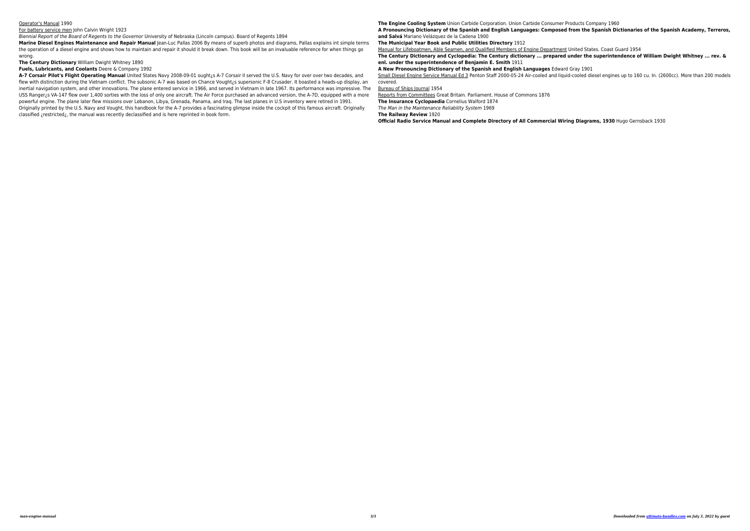Operator's Manual 1990

For battery service men John Calvin Wright 1923

*Biennial Report of the Board of Regents to the Governor* University of Nebraska (Lincoln campus). Board of Regents 1894

**Marine Diesel Engines Maintenance and Repair Manual** Jean-Luc Pallas 2006 By means of superb photos and diagrams, Pallas explains int simple terms the operation of a diesel engine and shows how to maintain and repair it should it break down. This book will be an invaluable reference for when things go wrong.

**The Century Dictionary** William Dwight Whitney 1890

**Fuels, Lubricants, and Coolants** Deere & Company 1992

**A-7 Corsair Pilot's Flight Operating Manual** United States Navy 2008-09-01 ought¿s A-7 Corsair II served the U.S. Navy for over over two decades, and flew with distinction during the Vietnam conflict. The subsonic A-7 was based on Chance Vought¿s supersonic F-8 Crusader. It boasted a heads-up display, an inertial navigation system, and other innovations. The plane entered service in 1966, and served in Vietnam in late 1967. Its performance was impressive. The USS Ranger¿s VA-147 flew over 1,400 sorties with the loss of only one aircraft. The Air Force purchased an advanced version, the A-7D, equipped with a more powerful engine. The plane later flew missions over Lebanon, Libya, Grenada, Panama, and Iraq. The last planes in U.S inventory were retired in 1991. Originally printed by the U.S. Navy and Vought, this handbook for the A-7 provides a fascinating glimpse inside the cockpit of this famous aircraft. Originally classified ¿restricted¿, the manual was recently declassified and is here reprinted in book form.

**The Engine Cooling System** Union Carbide Corporation. Union Carbide Consumer Products Company 1960

**A Pronouncing Dictionary of the Spanish and English Languages: Composed from the Spanish Dictionaries of the Spanish Academy, Terreros, and Salvá** Mariano Velázquez de la Cadena 1900

**The Municipal Year Book and Public Utilities Directory** 1912

Manual for Lifeboatmen, Able Seamen, and Qualified Members of Engine Department United States. Coast Guard 1954

**The Century Dictionary and Cyclopedia: The Century dictionary ... prepared under the superintendence of William Dwight Whitney ... rev. & enl. under the superintendence of Benjamin E. Smith** 1911

**A New Pronouncing Dictionary of the Spanish and English Languages** Edward Gray 1901

Small Diesel Engine Service Manual Ed 3 Penton Staff 2000-05-24 Air-cooled and liquid-cooled diesel engines up to 160 cu. In. (2600cc). More than 200 models covered.

Bureau of Ships Journal 1954

Reports from Committees Great Britain. Parliament. House of Commons 1876

**The Insurance Cyclopaedia** Cornelius Walford 1874

*The Man in the Maintenance Reliability System* 1969

**The Railway Review** 1920

**Official Radio Service Manual and Complete Directory of All Commercial Wiring Diagrams, 1930** Hugo Gernsback 1930